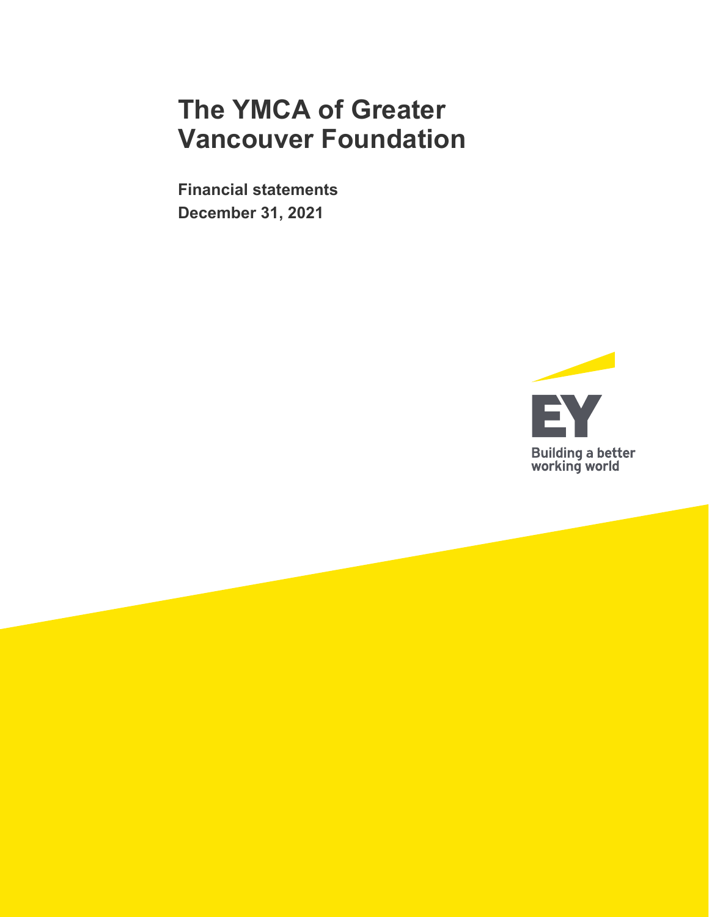# The YMCA of Greater Vancouver Foundation

**Financial statements**

**December 31, 2021**

EY

Building a better working world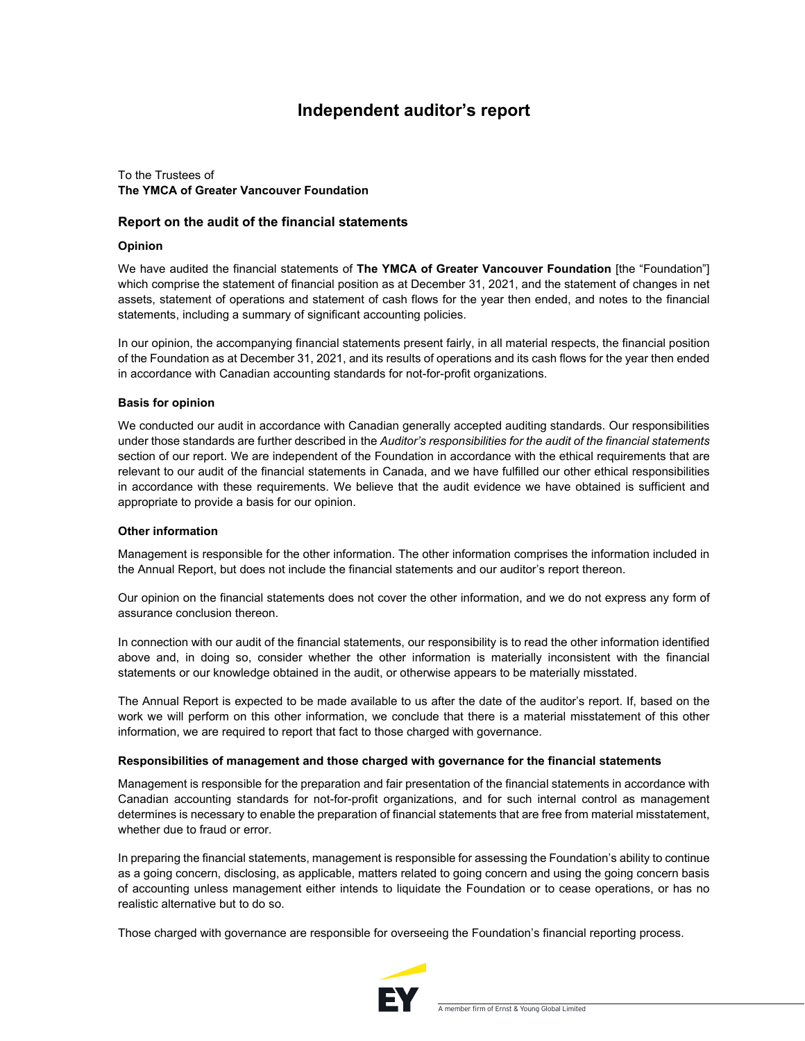# Independent auditor's report

To the Trustees of
**The YMCA of Greater Vancouver Foundation**

## Report on the audit of the financial statements

### Opinion

We have audited the financial statements of **The YMCA of Greater Vancouver Foundation** [the "Foundation"] which comprise the statement of financial position as at December 31, 2021, and the statement of changes in net assets, statement of operations and statement of cash flows for the year then ended, and notes to the financial statements, including a summary of significant accounting policies.

In our opinion, the accompanying financial statements present fairly, in all material respects, the financial position of the Foundation as at December 31, 2021, and its results of operations and its cash flows for the year then ended in accordance with Canadian accounting standards for not-for-profit organizations.

### Basis for opinion

We conducted our audit in accordance with Canadian generally accepted auditing standards. Our responsibilities under those standards are further described in the *Auditor's responsibilities for the audit of the financial statements* section of our report. We are independent of the Foundation in accordance with the ethical requirements that are relevant to our audit of the financial statements in Canada, and we have fulfilled our other ethical responsibilities in accordance with these requirements. We believe that the audit evidence we have obtained is sufficient and appropriate to provide a basis for our opinion.

### Other information

Management is responsible for the other information. The other information comprises the information included in the Annual Report, but does not include the financial statements and our auditor's report thereon.

Our opinion on the financial statements does not cover the other information, and we do not express any form of assurance conclusion thereon.

In connection with our audit of the financial statements, our responsibility is to read the other information identified above and, in doing so, consider whether the other information is materially inconsistent with the financial statements or our knowledge obtained in the audit, or otherwise appears to be materially misstated.

The Annual Report is expected to be made available to us after the date of the auditor's report. If, based on the work we will perform on this other information, we conclude that there is a material misstatement of this other information, we are required to report that fact to those charged with governance.

### Responsibilities of management and those charged with governance for the financial statements

Management is responsible for the preparation and fair presentation of the financial statements in accordance with Canadian accounting standards for not-for-profit organizations, and for such internal control as management determines is necessary to enable the preparation of financial statements that are free from material misstatement, whether due to fraud or error.

In preparing the financial statements, management is responsible for assessing the Foundation's ability to continue as a going concern, disclosing, as applicable, matters related to going concern and using the going concern basis of accounting unless management either intends to liquidate the Foundation or to cease operations, or has no realistic alternative but to do so.

Those charged with governance are responsible for overseeing the Foundation's financial reporting process.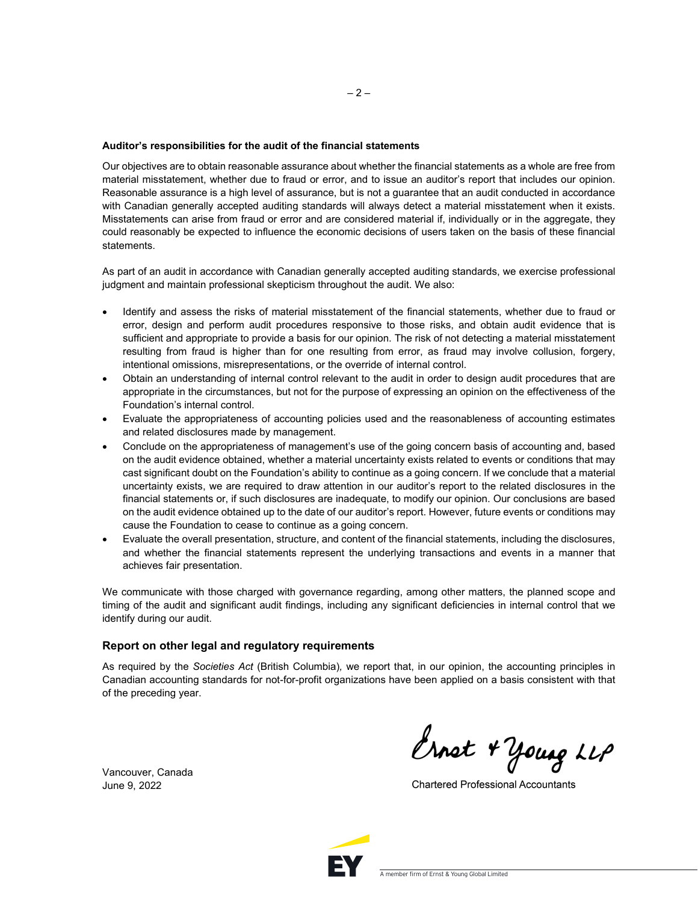**Auditor's responsibilities for the audit of the financial statements**

Our objectives are to obtain reasonable assurance about whether the financial statements as a whole are free from material misstatement, whether due to fraud or error, and to issue an auditor's report that includes our opinion. Reasonable assurance is a high level of assurance, but is not a guarantee that an audit conducted in accordance with Canadian generally accepted auditing standards will always detect a material misstatement when it exists. Misstatements can arise from fraud or error and are considered material if, individually or in the aggregate, they could reasonably be expected to influence the economic decisions of users taken on the basis of these financial statements.

As part of an audit in accordance with Canadian generally accepted auditing standards, we exercise professional judgment and maintain professional skepticism throughout the audit. We also:

- Identify and assess the risks of material misstatement of the financial statements, whether due to fraud or error, design and perform audit procedures responsive to those risks, and obtain audit evidence that is sufficient and appropriate to provide a basis for our opinion. The risk of not detecting a material misstatement resulting from fraud is higher than for one resulting from error, as fraud may involve collusion, forgery, intentional omissions, misrepresentations, or the override of internal control.
- Obtain an understanding of internal control relevant to the audit in order to design audit procedures that are appropriate in the circumstances, but not for the purpose of expressing an opinion on the effectiveness of the Foundation's internal control.
- Evaluate the appropriateness of accounting policies used and the reasonableness of accounting estimates and related disclosures made by management.
- Conclude on the appropriateness of management's use of the going concern basis of accounting and, based on the audit evidence obtained, whether a material uncertainty exists related to events or conditions that may cast significant doubt on the Foundation's ability to continue as a going concern. If we conclude that a material uncertainty exists, we are required to draw attention in our auditor's report to the related disclosures in the financial statements or, if such disclosures are inadequate, to modify our opinion. Our conclusions are based on the audit evidence obtained up to the date of our auditor's report. However, future events or conditions may cause the Foundation to cease to continue as a going concern.
- Evaluate the overall presentation, structure, and content of the financial statements, including the disclosures, and whether the financial statements represent the underlying transactions and events in a manner that achieves fair presentation.

We communicate with those charged with governance regarding, among other matters, the planned scope and timing of the audit and significant audit findings, including any significant deficiencies in internal control that we identify during our audit.

## Report on other legal and regulatory requirements

As required by the *Societies Act* (British Columbia), we report that, in our opinion, the accounting principles in Canadian accounting standards for not-for-profit organizations have been applied on a basis consistent with that of the preceding year.

Ernst & Young LLP

Chartered Professional Accountants

Vancouver, Canada
June 9, 2022

A member firm of Ernst & Young Global Limited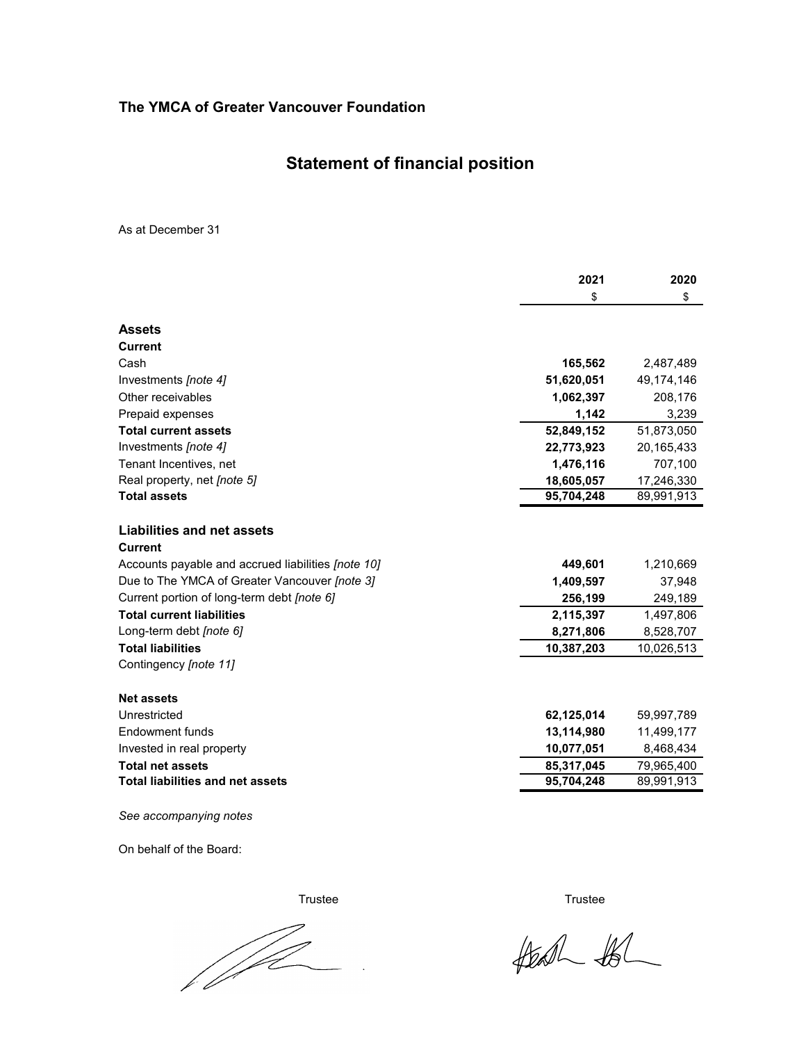**The YMCA of Greater Vancouver Foundation**

# Statement of financial position

As at December 31

| | 2021 | 2020 |
|---|---|---|
| | $ | $ |
| **Assets** | | |
| **Current** | | |
| Cash | **165,562** | 2,487,489 |
| Investments *[note 4]* | **51,620,051** | 49,174,146 |
| Other receivables | **1,062,397** | 208,176 |
| Prepaid expenses | **1,142** | 3,239 |
| **Total current assets** | **52,849,152** | 51,873,050 |
| Investments *[note 4]* | **22,773,923** | 20,165,433 |
| Tenant Incentives, net | **1,476,116** | 707,100 |
| Real property, net *[note 5]* | **18,605,057** | 17,246,330 |
| **Total assets** | **95,704,248** | 89,991,913 |
| **Liabilities and net assets** | | |
| **Current** | | |
| Accounts payable and accrued liabilities *[note 10]* | **449,601** | 1,210,669 |
| Due to The YMCA of Greater Vancouver *[note 3]* | **1,409,597** | 37,948 |
| Current portion of long-term debt *[note 6]* | **256,199** | 249,189 |
| **Total current liabilities** | **2,115,397** | 1,497,806 |
| Long-term debt *[note 6]* | **8,271,806** | 8,528,707 |
| **Total liabilities** | **10,387,203** | 10,026,513 |
| Contingency *[note 11]* | | |
| **Net assets** | | |
| Unrestricted | **62,125,014** | 59,997,789 |
| Endowment funds | **13,114,980** | 11,499,177 |
| Invested in real property | **10,077,051** | 8,468,434 |
| **Total net assets** | **85,317,045** | 79,965,400 |
| **Total liabilities and net assets** | **95,704,248** | 89,991,913 |

*See accompanying notes*

On behalf of the Board:

Trustee

Trustee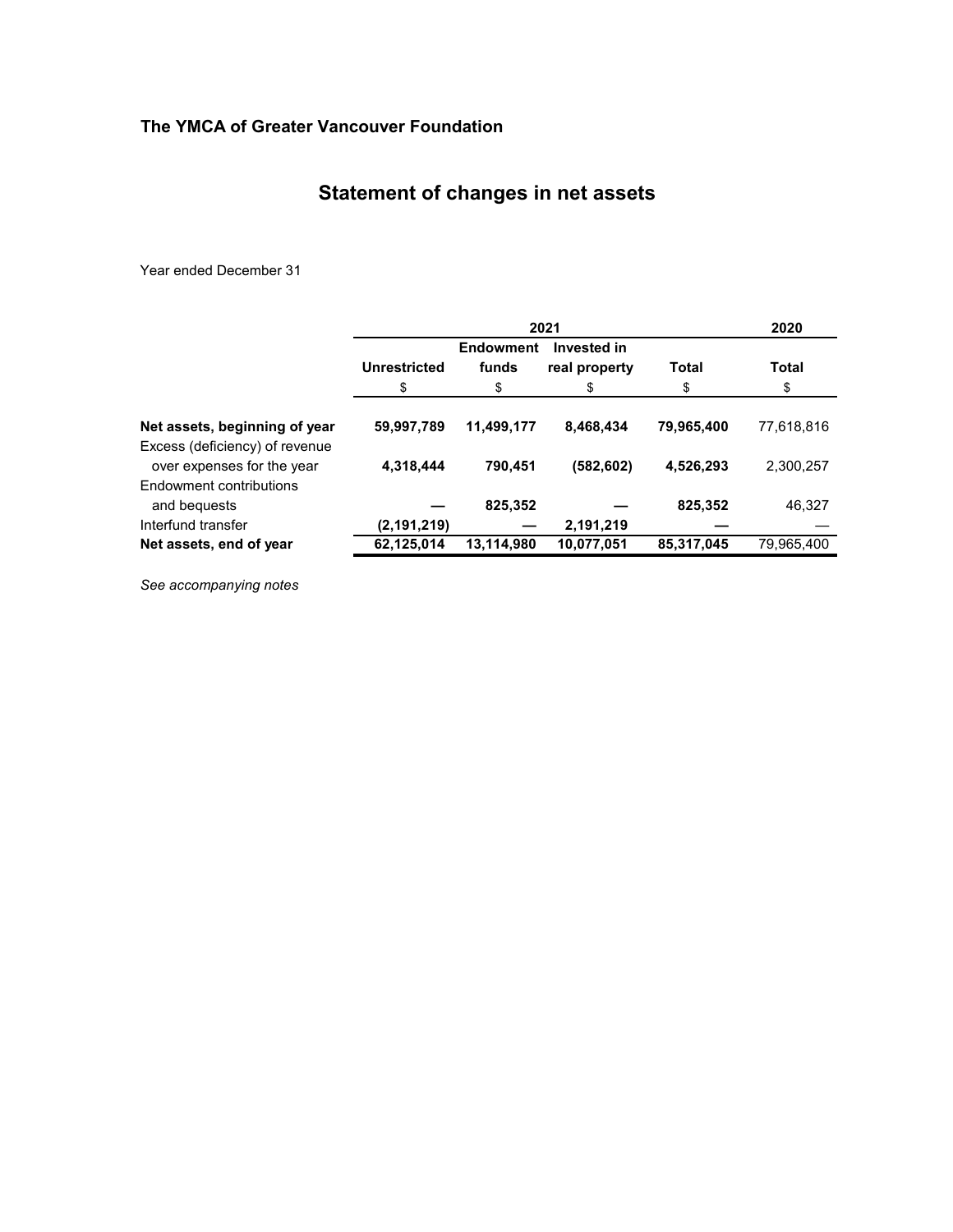**The YMCA of Greater Vancouver Foundation**

# Statement of changes in net assets

Year ended December 31

| | 2021 | | | | 2020 |
|---|---|---|---|---|---|
| | **Unrestricted** | **Endowment funds** | **Invested in real property** | **Total** | **Total** |
| | $ | $ | $ | $ | $ |
| **Net assets, beginning of year** | **59,997,789** | **11,499,177** | **8,468,434** | **79,965,400** | 77,618,816 |
| Excess (deficiency) of revenue over expenses for the year | **4,318,444** | **790,451** | **(582,602)** | **4,526,293** | 2,300,257 |
| Endowment contributions and bequests | **—** | **825,352** | **—** | **825,352** | 46,327 |
| Interfund transfer | **(2,191,219)** | **—** | **2,191,219** | **—** | — |
| **Net assets, end of year** | **62,125,014** | **13,114,980** | **10,077,051** | **85,317,045** | 79,965,400 |

*See accompanying notes*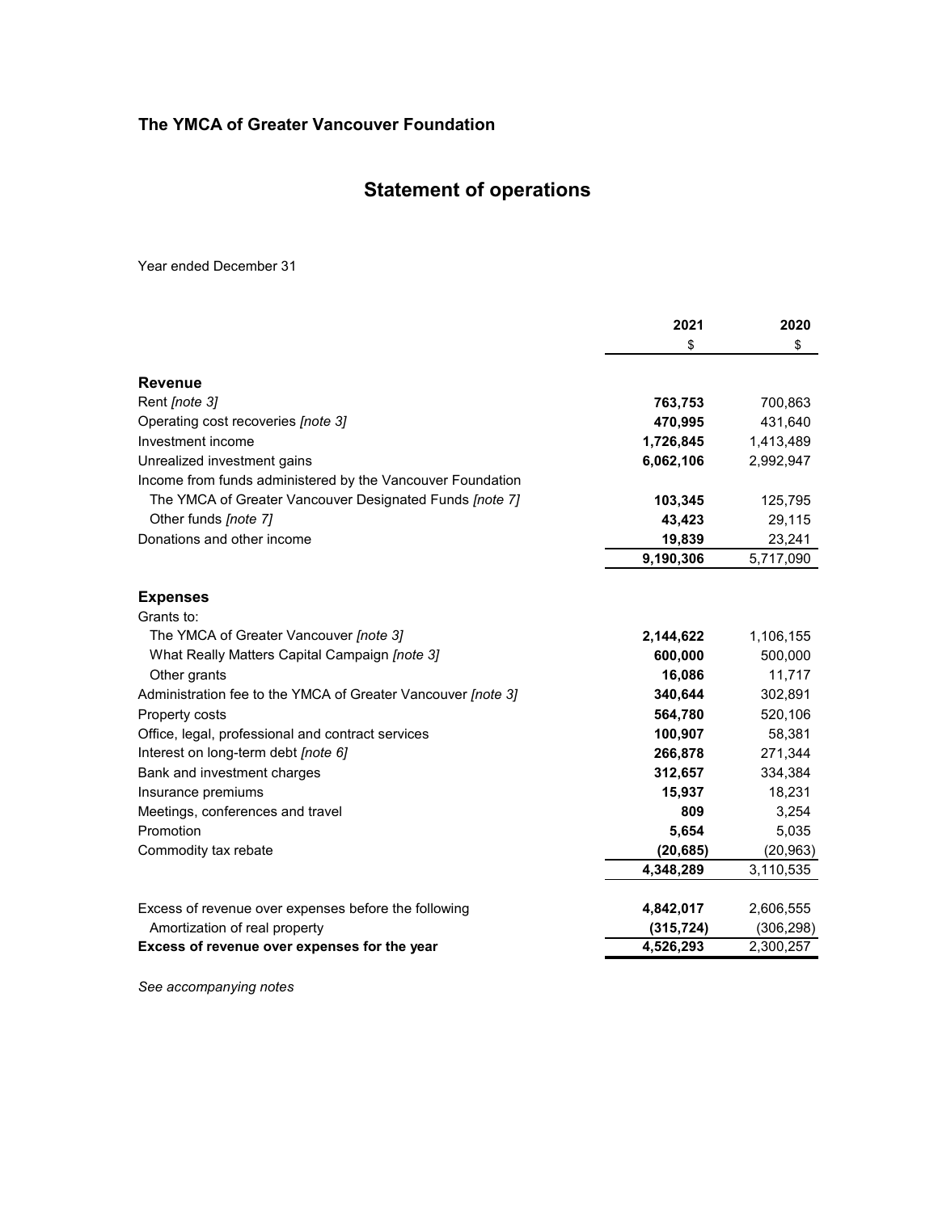**The YMCA of Greater Vancouver Foundation**

# Statement of operations

Year ended December 31

| | 2021 | 2020 |
|---|---|---|
| | $ | $ |
| **Revenue** | | |
| Rent *[note 3]* | **763,753** | 700,863 |
| Operating cost recoveries *[note 3]* | **470,995** | 431,640 |
| Investment income | **1,726,845** | 1,413,489 |
| Unrealized investment gains | **6,062,106** | 2,992,947 |
| Income from funds administered by the Vancouver Foundation | | |
| The YMCA of Greater Vancouver Designated Funds *[note 7]* | **103,345** | 125,795 |
| Other funds *[note 7]* | **43,423** | 29,115 |
| Donations and other income | **19,839** | 23,241 |
| | **9,190,306** | 5,717,090 |
| **Expenses** | | |
| Grants to: | | |
| The YMCA of Greater Vancouver *[note 3]* | **2,144,622** | 1,106,155 |
| What Really Matters Capital Campaign *[note 3]* | **600,000** | 500,000 |
| Other grants | **16,086** | 11,717 |
| Administration fee to the YMCA of Greater Vancouver *[note 3]* | **340,644** | 302,891 |
| Property costs | **564,780** | 520,106 |
| Office, legal, professional and contract services | **100,907** | 58,381 |
| Interest on long-term debt *[note 6]* | **266,878** | 271,344 |
| Bank and investment charges | **312,657** | 334,384 |
| Insurance premiums | **15,937** | 18,231 |
| Meetings, conferences and travel | **809** | 3,254 |
| Promotion | **5,654** | 5,035 |
| Commodity tax rebate | **(20,685)** | (20,963) |
| | **4,348,289** | 3,110,535 |
| Excess of revenue over expenses before the following | **4,842,017** | 2,606,555 |
| Amortization of real property | **(315,724)** | (306,298) |
| **Excess of revenue over expenses for the year** | **4,526,293** | 2,300,257 |

*See accompanying notes*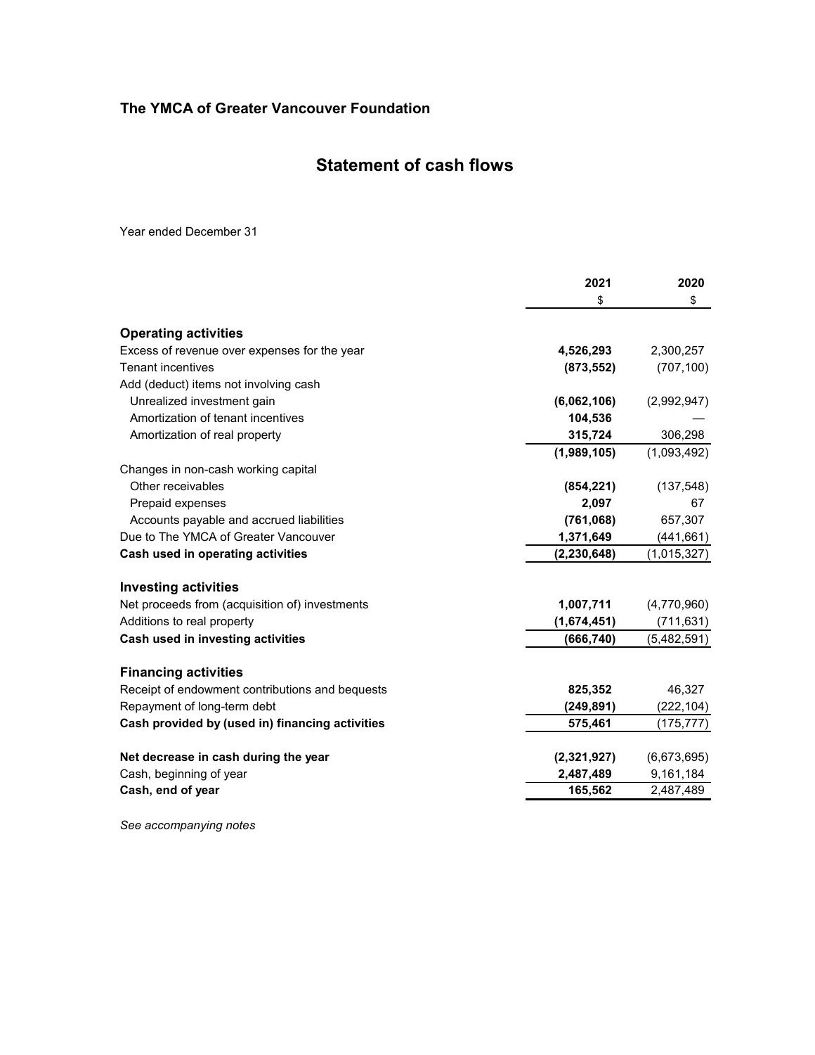## The YMCA of Greater Vancouver Foundation

# Statement of cash flows

Year ended December 31

| | 2021 | 2020 |
|---|---|---|
| | $ | $ |
| **Operating activities** | | |
| Excess of revenue over expenses for the year | **4,526,293** | 2,300,257 |
| Tenant incentives | **(873,552)** | (707,100) |
| Add (deduct) items not involving cash | | |
| Unrealized investment gain | **(6,062,106)** | (2,992,947) |
| Amortization of tenant incentives | **104,536** | — |
| Amortization of real property | **315,724** | 306,298 |
| | **(1,989,105)** | (1,093,492) |
| Changes in non-cash working capital | | |
| Other receivables | **(854,221)** | (137,548) |
| Prepaid expenses | **2,097** | 67 |
| Accounts payable and accrued liabilities | **(761,068)** | 657,307 |
| Due to The YMCA of Greater Vancouver | **1,371,649** | (441,661) |
| **Cash used in operating activities** | **(2,230,648)** | (1,015,327) |
| **Investing activities** | | |
| Net proceeds from (acquisition of) investments | **1,007,711** | (4,770,960) |
| Additions to real property | **(1,674,451)** | (711,631) |
| **Cash used in investing activities** | **(666,740)** | (5,482,591) |
| **Financing activities** | | |
| Receipt of endowment contributions and bequests | **825,352** | 46,327 |
| Repayment of long-term debt | **(249,891)** | (222,104) |
| **Cash provided by (used in) financing activities** | **575,461** | (175,777) |
| **Net decrease in cash during the year** | **(2,321,927)** | (6,673,695) |
| Cash, beginning of year | **2,487,489** | 9,161,184 |
| **Cash, end of year** | **165,562** | 2,487,489 |

*See accompanying notes*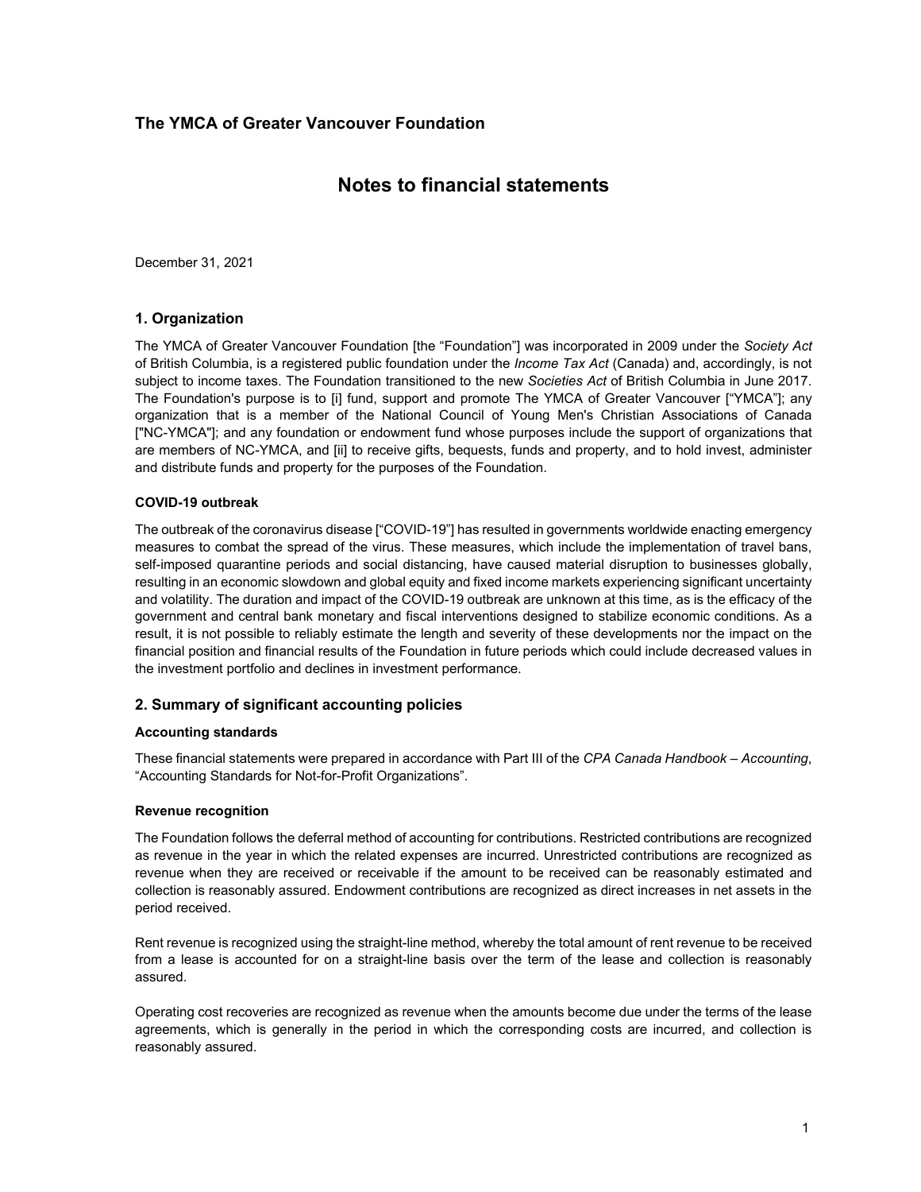## The YMCA of Greater Vancouver Foundation

# Notes to financial statements

December 31, 2021

### 1. Organization

The YMCA of Greater Vancouver Foundation [the "Foundation"] was incorporated in 2009 under the *Society Act* of British Columbia, is a registered public foundation under the *Income Tax Act* (Canada) and, accordingly, is not subject to income taxes. The Foundation transitioned to the new *Societies Act* of British Columbia in June 2017. The Foundation's purpose is to [i] fund, support and promote The YMCA of Greater Vancouver ["YMCA"]; any organization that is a member of the National Council of Young Men's Christian Associations of Canada ["NC-YMCA"]; and any foundation or endowment fund whose purposes include the support of organizations that are members of NC-YMCA, and [ii] to receive gifts, bequests, funds and property, and to hold invest, administer and distribute funds and property for the purposes of the Foundation.

#### COVID-19 outbreak

The outbreak of the coronavirus disease ["COVID-19"] has resulted in governments worldwide enacting emergency measures to combat the spread of the virus. These measures, which include the implementation of travel bans, self-imposed quarantine periods and social distancing, have caused material disruption to businesses globally, resulting in an economic slowdown and global equity and fixed income markets experiencing significant uncertainty and volatility. The duration and impact of the COVID-19 outbreak are unknown at this time, as is the efficacy of the government and central bank monetary and fiscal interventions designed to stabilize economic conditions. As a result, it is not possible to reliably estimate the length and severity of these developments nor the impact on the financial position and financial results of the Foundation in future periods which could include decreased values in the investment portfolio and declines in investment performance.

### 2. Summary of significant accounting policies

#### Accounting standards

These financial statements were prepared in accordance with Part III of the *CPA Canada Handbook – Accounting*, "Accounting Standards for Not-for-Profit Organizations".

#### Revenue recognition

The Foundation follows the deferral method of accounting for contributions. Restricted contributions are recognized as revenue in the year in which the related expenses are incurred. Unrestricted contributions are recognized as revenue when they are received or receivable if the amount to be received can be reasonably estimated and collection is reasonably assured. Endowment contributions are recognized as direct increases in net assets in the period received.

Rent revenue is recognized using the straight-line method, whereby the total amount of rent revenue to be received from a lease is accounted for on a straight-line basis over the term of the lease and collection is reasonably assured.

Operating cost recoveries are recognized as revenue when the amounts become due under the terms of the lease agreements, which is generally in the period in which the corresponding costs are incurred, and collection is reasonably assured.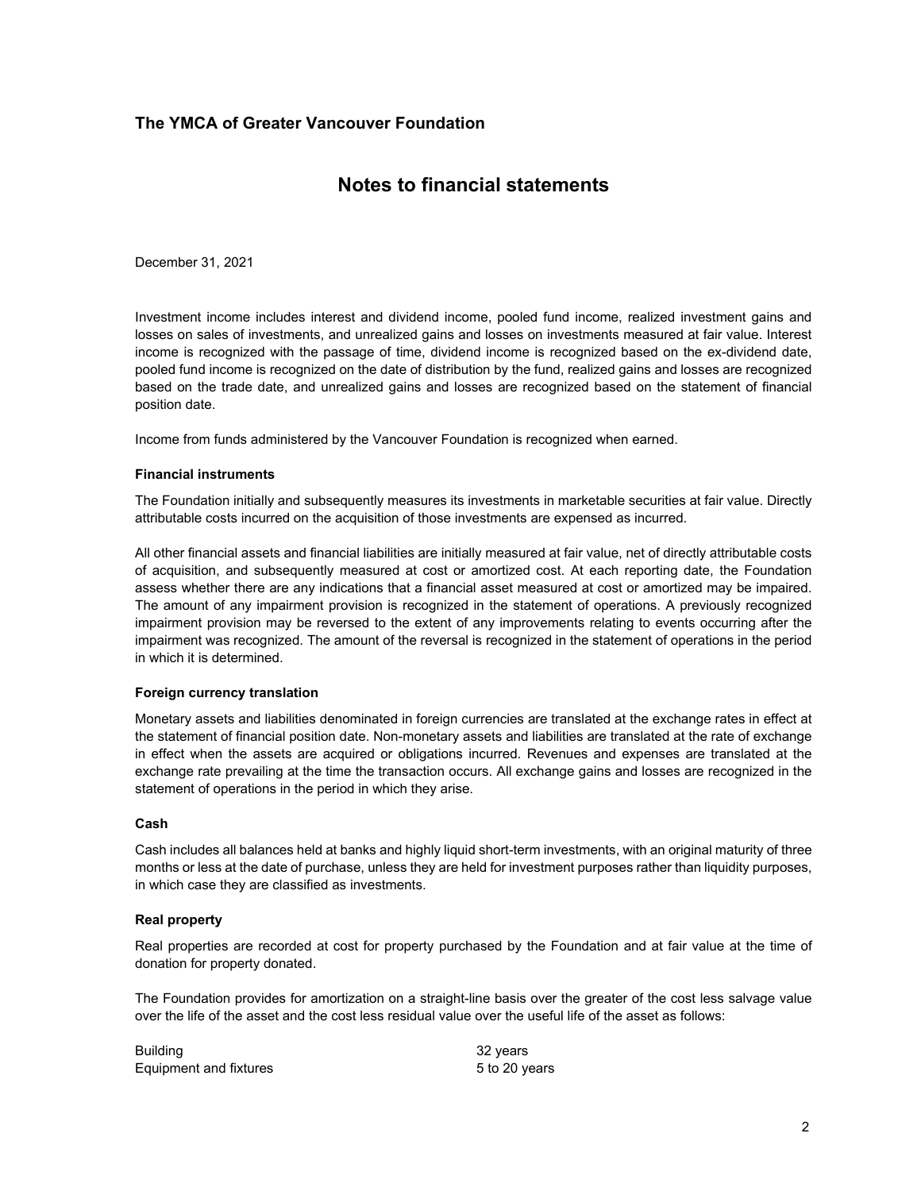# The YMCA of Greater Vancouver Foundation

## Notes to financial statements

December 31, 2021

Investment income includes interest and dividend income, pooled fund income, realized investment gains and losses on sales of investments, and unrealized gains and losses on investments measured at fair value. Interest income is recognized with the passage of time, dividend income is recognized based on the ex-dividend date, pooled fund income is recognized on the date of distribution by the fund, realized gains and losses are recognized based on the trade date, and unrealized gains and losses are recognized based on the statement of financial position date.

Income from funds administered by the Vancouver Foundation is recognized when earned.

### Financial instruments

The Foundation initially and subsequently measures its investments in marketable securities at fair value. Directly attributable costs incurred on the acquisition of those investments are expensed as incurred.

All other financial assets and financial liabilities are initially measured at fair value, net of directly attributable costs of acquisition, and subsequently measured at cost or amortized cost. At each reporting date, the Foundation assess whether there are any indications that a financial asset measured at cost or amortized may be impaired. The amount of any impairment provision is recognized in the statement of operations. A previously recognized impairment provision may be reversed to the extent of any improvements relating to events occurring after the impairment was recognized. The amount of the reversal is recognized in the statement of operations in the period in which it is determined.

### Foreign currency translation

Monetary assets and liabilities denominated in foreign currencies are translated at the exchange rates in effect at the statement of financial position date. Non-monetary assets and liabilities are translated at the rate of exchange in effect when the assets are acquired or obligations incurred. Revenues and expenses are translated at the exchange rate prevailing at the time the transaction occurs. All exchange gains and losses are recognized in the statement of operations in the period in which they arise.

### Cash

Cash includes all balances held at banks and highly liquid short-term investments, with an original maturity of three months or less at the date of purchase, unless they are held for investment purposes rather than liquidity purposes, in which case they are classified as investments.

### Real property

Real properties are recorded at cost for property purchased by the Foundation and at fair value at the time of donation for property donated.

The Foundation provides for amortization on a straight-line basis over the greater of the cost less salvage value over the life of the asset and the cost less residual value over the useful life of the asset as follows:

| | |
|---|---|
| Building | 32 years |
| Equipment and fixtures | 5 to 20 years |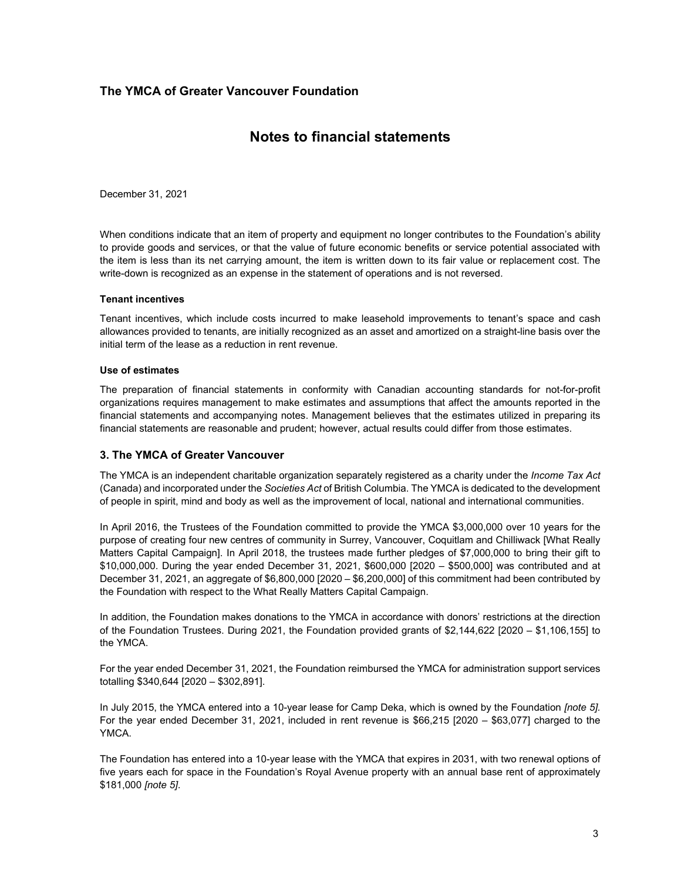# The YMCA of Greater Vancouver Foundation

## Notes to financial statements

December 31, 2021

When conditions indicate that an item of property and equipment no longer contributes to the Foundation's ability to provide goods and services, or that the value of future economic benefits or service potential associated with the item is less than its net carrying amount, the item is written down to its fair value or replacement cost. The write-down is recognized as an expense in the statement of operations and is not reversed.

**Tenant incentives**

Tenant incentives, which include costs incurred to make leasehold improvements to tenant's space and cash allowances provided to tenants, are initially recognized as an asset and amortized on a straight-line basis over the initial term of the lease as a reduction in rent revenue.

**Use of estimates**

The preparation of financial statements in conformity with Canadian accounting standards for not-for-profit organizations requires management to make estimates and assumptions that affect the amounts reported in the financial statements and accompanying notes. Management believes that the estimates utilized in preparing its financial statements are reasonable and prudent; however, actual results could differ from those estimates.

### 3. The YMCA of Greater Vancouver

The YMCA is an independent charitable organization separately registered as a charity under the *Income Tax Act* (Canada) and incorporated under the *Societies Act* of British Columbia. The YMCA is dedicated to the development of people in spirit, mind and body as well as the improvement of local, national and international communities.

In April 2016, the Trustees of the Foundation committed to provide the YMCA $3,000,000 over 10 years for the purpose of creating four new centres of community in Surrey, Vancouver, Coquitlam and Chilliwack [What Really Matters Capital Campaign]. In April 2018, the trustees made further pledges of $7,000,000 to bring their gift to $10,000,000. During the year ended December 31, 2021, $600,000 [2020 – $500,000] was contributed and at December 31, 2021, an aggregate of $6,800,000 [2020 – $6,200,000] of this commitment had been contributed by the Foundation with respect to the What Really Matters Capital Campaign.

In addition, the Foundation makes donations to the YMCA in accordance with donors' restrictions at the direction of the Foundation Trustees. During 2021, the Foundation provided grants of $2,144,622 [2020 – $1,106,155] to the YMCA.

For the year ended December 31, 2021, the Foundation reimbursed the YMCA for administration support services totalling $340,644 [2020 – $302,891].

In July 2015, the YMCA entered into a 10-year lease for Camp Deka, which is owned by the Foundation *[note 5].* For the year ended December 31, 2021, included in rent revenue is $66,215 [2020 – $63,077] charged to the YMCA.

The Foundation has entered into a 10-year lease with the YMCA that expires in 2031, with two renewal options of five years each for space in the Foundation's Royal Avenue property with an annual base rent of approximately $181,000 *[note 5].*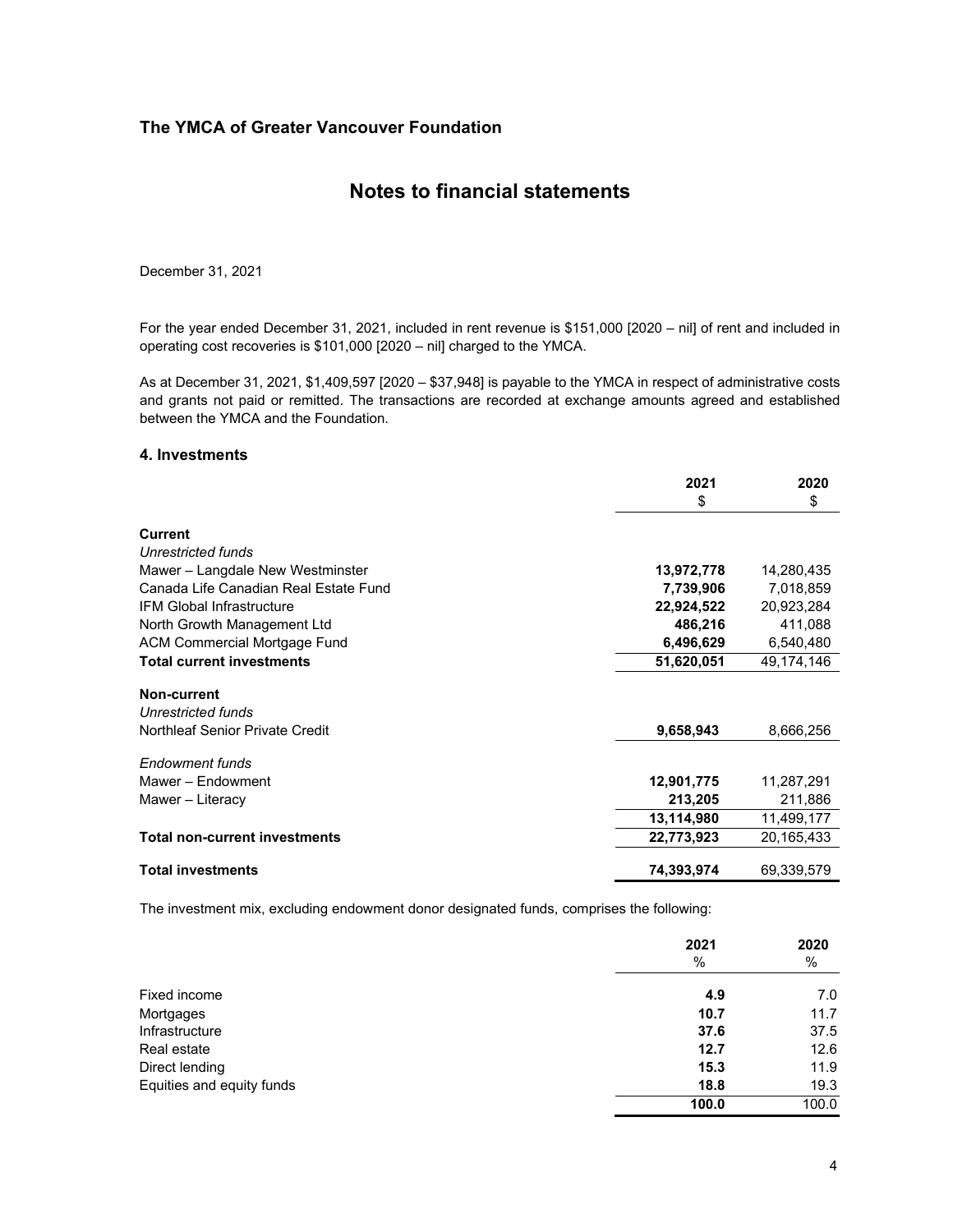## The YMCA of Greater Vancouver Foundation

# Notes to financial statements

December 31, 2021

For the year ended December 31, 2021, included in rent revenue is $151,000 [2020 – nil] of rent and included in operating cost recoveries is $101,000 [2020 – nil] charged to the YMCA.

As at December 31, 2021, $1,409,597 [2020 – $37,948] is payable to the YMCA in respect of administrative costs and grants not paid or remitted. The transactions are recorded at exchange amounts agreed and established between the YMCA and the Foundation.

### 4. Investments

| | 2021<br>$ | 2020<br>$ |
|---|---|---|
| **Current** | | |
| *Unrestricted funds* | | |
| Mawer – Langdale New Westminster | **13,972,778** | 14,280,435 |
| Canada Life Canadian Real Estate Fund | **7,739,906** | 7,018,859 |
| IFM Global Infrastructure | **22,924,522** | 20,923,284 |
| North Growth Management Ltd | **486,216** | 411,088 |
| ACM Commercial Mortgage Fund | **6,496,629** | 6,540,480 |
| **Total current investments** | **51,620,051** | 49,174,146 |
| **Non-current** | | |
| *Unrestricted funds* | | |
| Northleaf Senior Private Credit | **9,658,943** | 8,666,256 |
| *Endowment funds* | | |
| Mawer – Endowment | **12,901,775** | 11,287,291 |
| Mawer – Literacy | **213,205** | 211,886 |
| | **13,114,980** | 11,499,177 |
| **Total non-current investments** | **22,773,923** | 20,165,433 |
| **Total investments** | **74,393,974** | 69,339,579 |

The investment mix, excluding endowment donor designated funds, comprises the following:

| | 2021<br>% | 2020<br>% |
|---|---|---|
| Fixed income | **4.9** | 7.0 |
| Mortgages | **10.7** | 11.7 |
| Infrastructure | **37.6** | 37.5 |
| Real estate | **12.7** | 12.6 |
| Direct lending | **15.3** | 11.9 |
| Equities and equity funds | **18.8** | 19.3 |
| | **100.0** | 100.0 |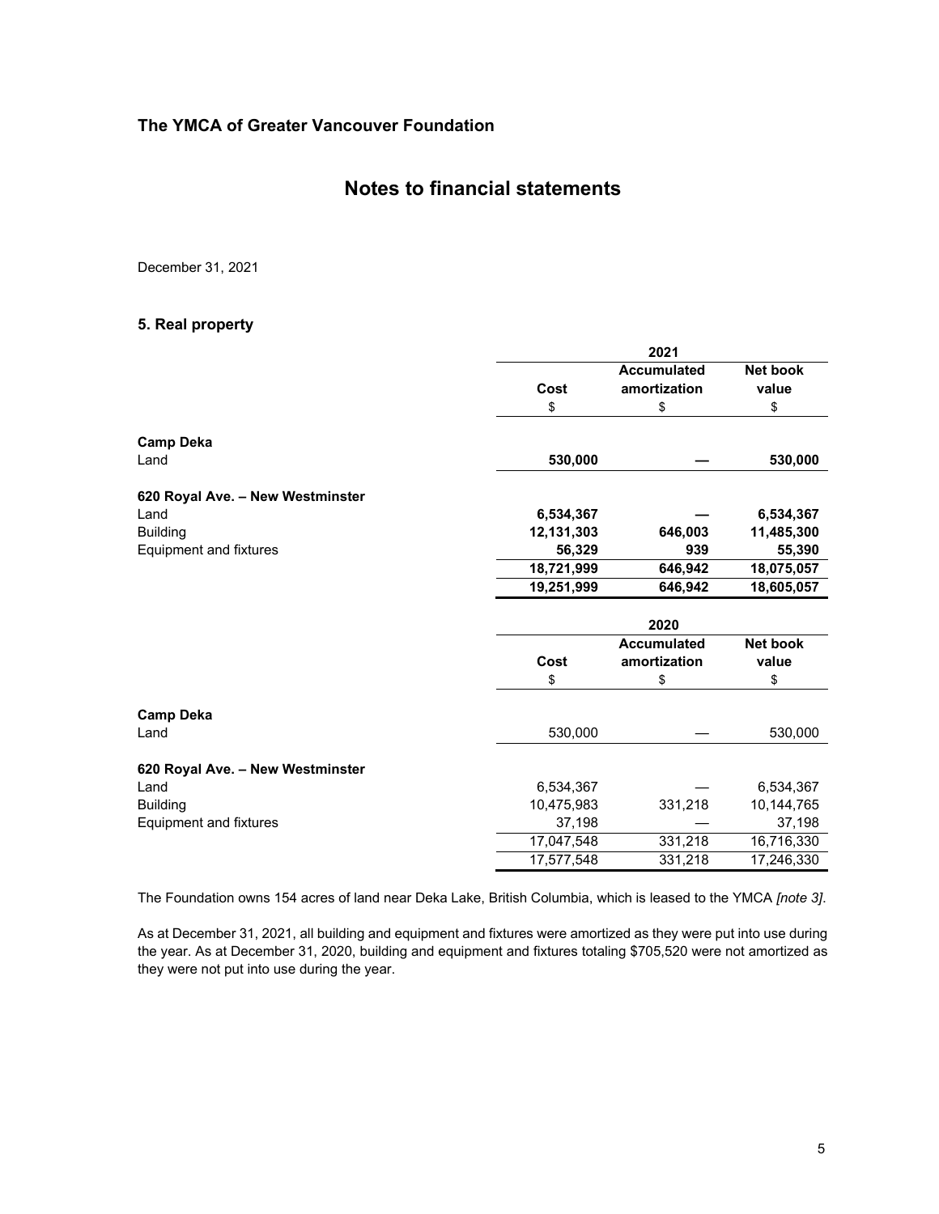# The YMCA of Greater Vancouver Foundation

## Notes to financial statements

December 31, 2021

### 5. Real property

| | 2021 | | |
|---|---|---|---|
| | Cost | Accumulated amortization | Net book value |
| | $ | $ | $ |
| **Camp Deka** | | | |
| Land | **530,000** | **—** | **530,000** |
| **620 Royal Ave. – New Westminster** | | | |
| Land | **6,534,367** | **—** | **6,534,367** |
| Building | **12,131,303** | **646,003** | **11,485,300** |
| Equipment and fixtures | **56,329** | **939** | **55,390** |
| | **18,721,999** | **646,942** | **18,075,057** |
| | **19,251,999** | **646,942** | **18,605,057** |

| | 2020 | | |
|---|---|---|---|
| | Cost | Accumulated amortization | Net book value |
| | $ | $ | $ |
| **Camp Deka** | | | |
| Land | 530,000 | — | 530,000 |
| **620 Royal Ave. – New Westminster** | | | |
| Land | 6,534,367 | — | 6,534,367 |
| Building | 10,475,983 | 331,218 | 10,144,765 |
| Equipment and fixtures | 37,198 | — | 37,198 |
| | 17,047,548 | 331,218 | 16,716,330 |
| | 17,577,548 | 331,218 | 17,246,330 |

The Foundation owns 154 acres of land near Deka Lake, British Columbia, which is leased to the YMCA *[note 3]*.

As at December 31, 2021, all building and equipment and fixtures were amortized as they were put into use during the year. As at December 31, 2020, building and equipment and fixtures totaling $705,520 were not amortized as they were not put into use during the year.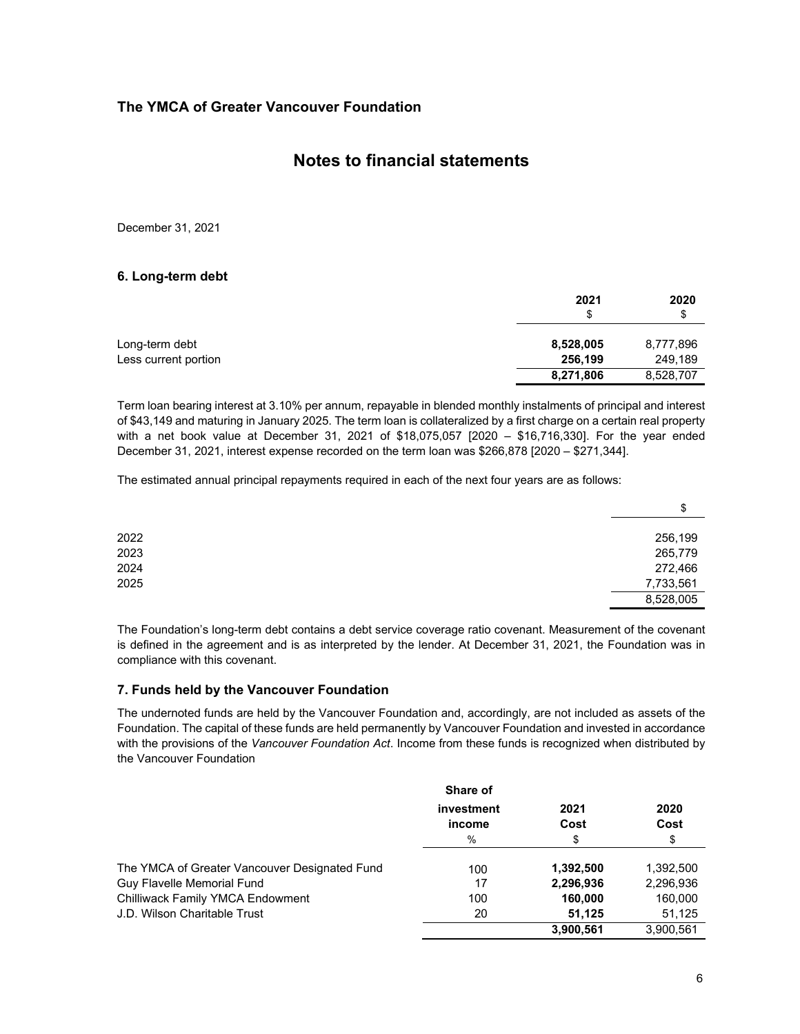# The YMCA of Greater Vancouver Foundation

## Notes to financial statements

December 31, 2021

### 6. Long-term debt

| | 2021 | 2020 |
|---|---|---|
| | $ | $ |
| Long-term debt | **8,528,005** | 8,777,896 |
| Less current portion | **256,199** | 249,189 |
| | **8,271,806** | 8,528,707 |

Term loan bearing interest at 3.10% per annum, repayable in blended monthly instalments of principal and interest of $43,149 and maturing in January 2025. The term loan is collateralized by a first charge on a certain real property with a net book value at December 31, 2021 of $18,075,057 [2020 – $16,716,330]. For the year ended December 31, 2021, interest expense recorded on the term loan was $266,878 [2020 – $271,344].

The estimated annual principal repayments required in each of the next four years are as follows:

| | $ |
|---|---|
| 2022 | 256,199 |
| 2023 | 265,779 |
| 2024 | 272,466 |
| 2025 | 7,733,561 |
| | 8,528,005 |

The Foundation's long-term debt contains a debt service coverage ratio covenant. Measurement of the covenant is defined in the agreement and is as interpreted by the lender. At December 31, 2021, the Foundation was in compliance with this covenant.

### 7. Funds held by the Vancouver Foundation

The undernoted funds are held by the Vancouver Foundation and, accordingly, are not included as assets of the Foundation. The capital of these funds are held permanently by Vancouver Foundation and invested in accordance with the provisions of the *Vancouver Foundation Act*. Income from these funds is recognized when distributed by the Vancouver Foundation

| | Share of investment income | 2021 Cost | 2020 Cost |
|---|---|---|---|
| | % | $ | $ |
| The YMCA of Greater Vancouver Designated Fund | 100 | **1,392,500** | 1,392,500 |
| Guy Flavelle Memorial Fund | 17 | **2,296,936** | 2,296,936 |
| Chilliwack Family YMCA Endowment | 100 | **160,000** | 160,000 |
| J.D. Wilson Charitable Trust | 20 | **51,125** | 51,125 |
| | | **3,900,561** | 3,900,561 |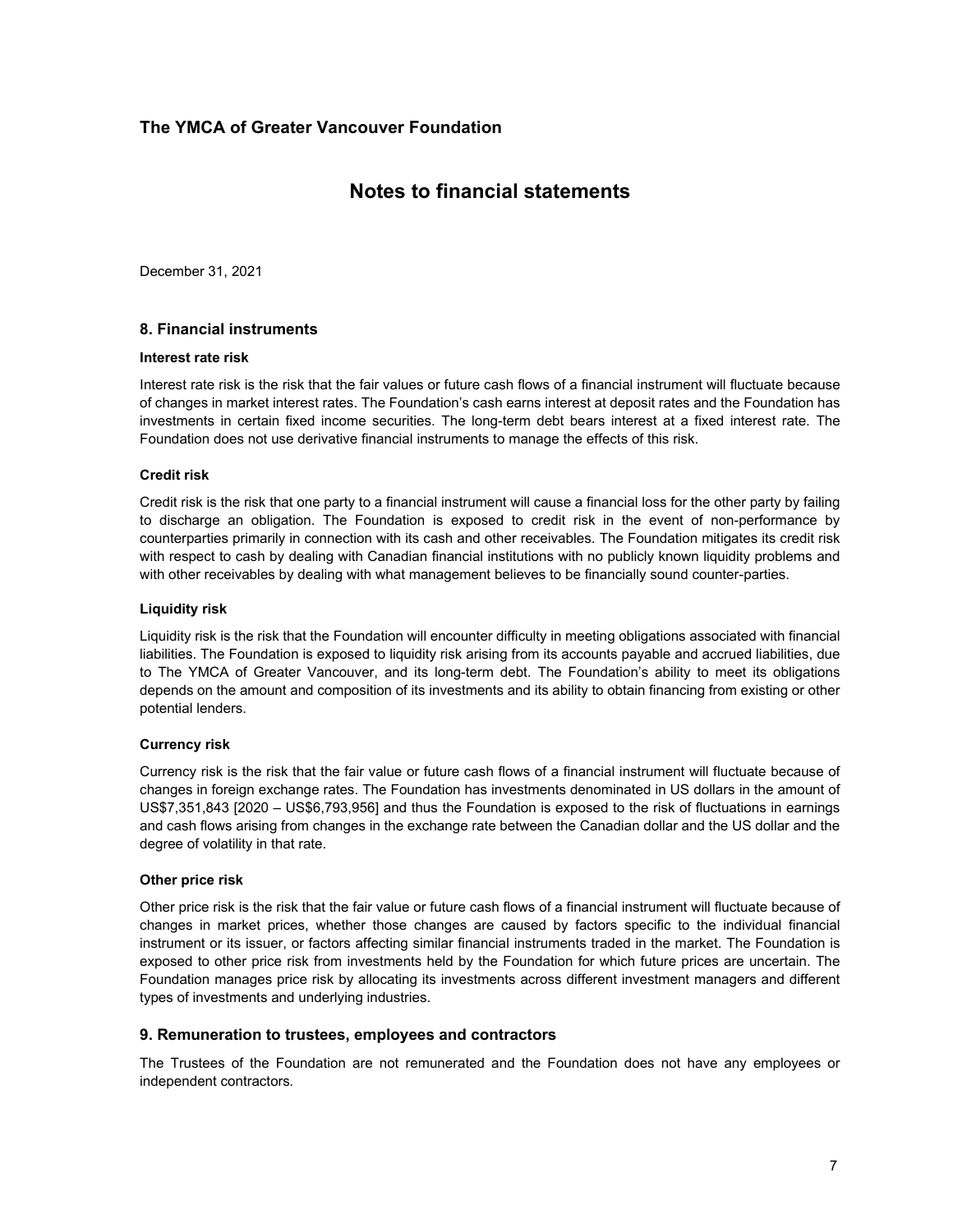**The YMCA of Greater Vancouver Foundation**

# Notes to financial statements

December 31, 2021

## 8. Financial instruments

#### Interest rate risk

Interest rate risk is the risk that the fair values or future cash flows of a financial instrument will fluctuate because of changes in market interest rates. The Foundation's cash earns interest at deposit rates and the Foundation has investments in certain fixed income securities. The long-term debt bears interest at a fixed interest rate. The Foundation does not use derivative financial instruments to manage the effects of this risk.

#### Credit risk

Credit risk is the risk that one party to a financial instrument will cause a financial loss for the other party by failing to discharge an obligation. The Foundation is exposed to credit risk in the event of non-performance by counterparties primarily in connection with its cash and other receivables. The Foundation mitigates its credit risk with respect to cash by dealing with Canadian financial institutions with no publicly known liquidity problems and with other receivables by dealing with what management believes to be financially sound counter-parties.

#### Liquidity risk

Liquidity risk is the risk that the Foundation will encounter difficulty in meeting obligations associated with financial liabilities. The Foundation is exposed to liquidity risk arising from its accounts payable and accrued liabilities, due to The YMCA of Greater Vancouver, and its long-term debt. The Foundation's ability to meet its obligations depends on the amount and composition of its investments and its ability to obtain financing from existing or other potential lenders.

#### Currency risk

Currency risk is the risk that the fair value or future cash flows of a financial instrument will fluctuate because of changes in foreign exchange rates. The Foundation has investments denominated in US dollars in the amount of US$7,351,843 [2020 – US$6,793,956] and thus the Foundation is exposed to the risk of fluctuations in earnings and cash flows arising from changes in the exchange rate between the Canadian dollar and the US dollar and the degree of volatility in that rate.

#### Other price risk

Other price risk is the risk that the fair value or future cash flows of a financial instrument will fluctuate because of changes in market prices, whether those changes are caused by factors specific to the individual financial instrument or its issuer, or factors affecting similar financial instruments traded in the market. The Foundation is exposed to other price risk from investments held by the Foundation for which future prices are uncertain. The Foundation manages price risk by allocating its investments across different investment managers and different types of investments and underlying industries.

## 9. Remuneration to trustees, employees and contractors

The Trustees of the Foundation are not remunerated and the Foundation does not have any employees or independent contractors.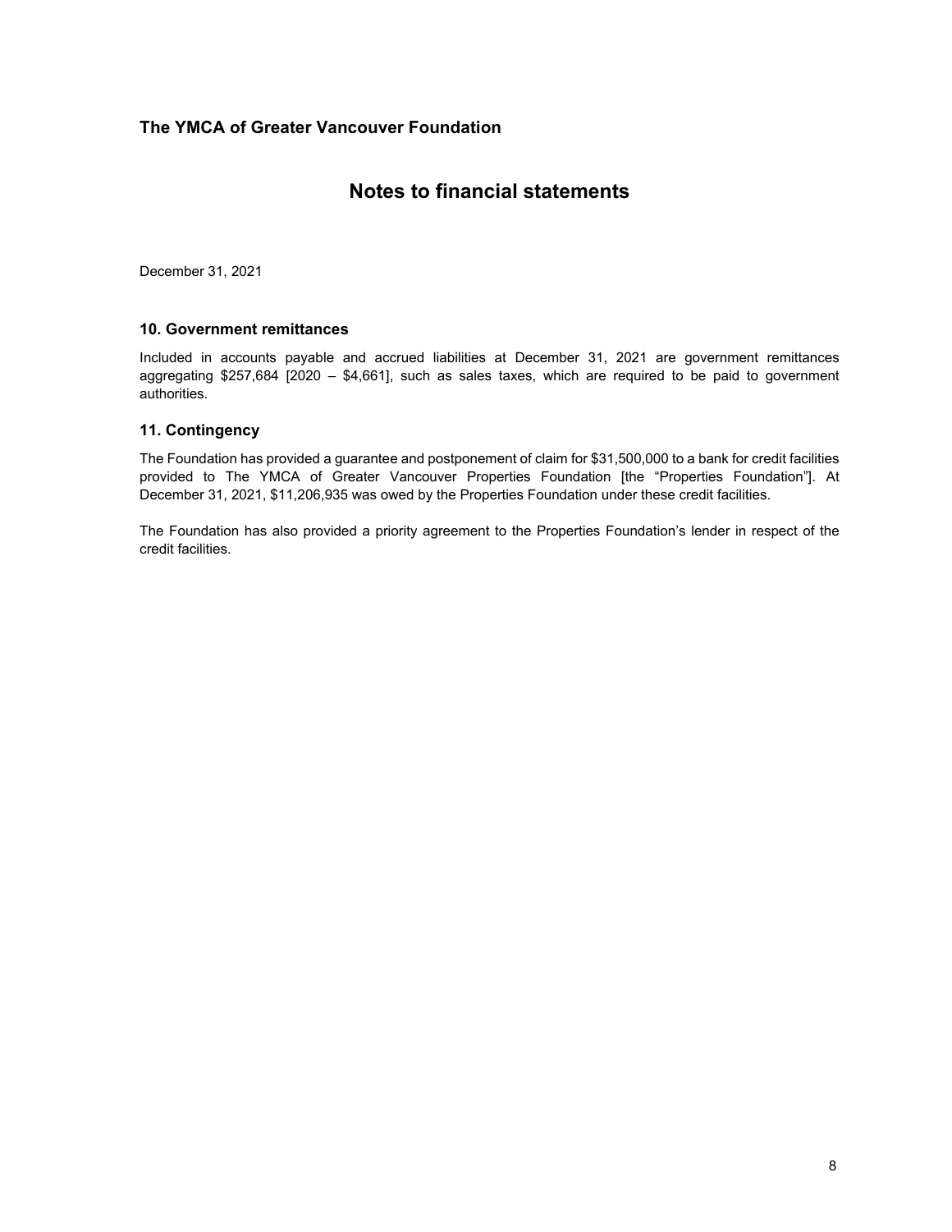# The YMCA of Greater Vancouver Foundation

## Notes to financial statements

December 31, 2021

### 10. Government remittances

Included in accounts payable and accrued liabilities at December 31, 2021 are government remittances aggregating $257,684 [2020 – $4,661], such as sales taxes, which are required to be paid to government authorities.

### 11. Contingency

The Foundation has provided a guarantee and postponement of claim for $31,500,000 to a bank for credit facilities provided to The YMCA of Greater Vancouver Properties Foundation [the "Properties Foundation"]. At December 31, 2021, $11,206,935 was owed by the Properties Foundation under these credit facilities.

The Foundation has also provided a priority agreement to the Properties Foundation's lender in respect of the credit facilities.